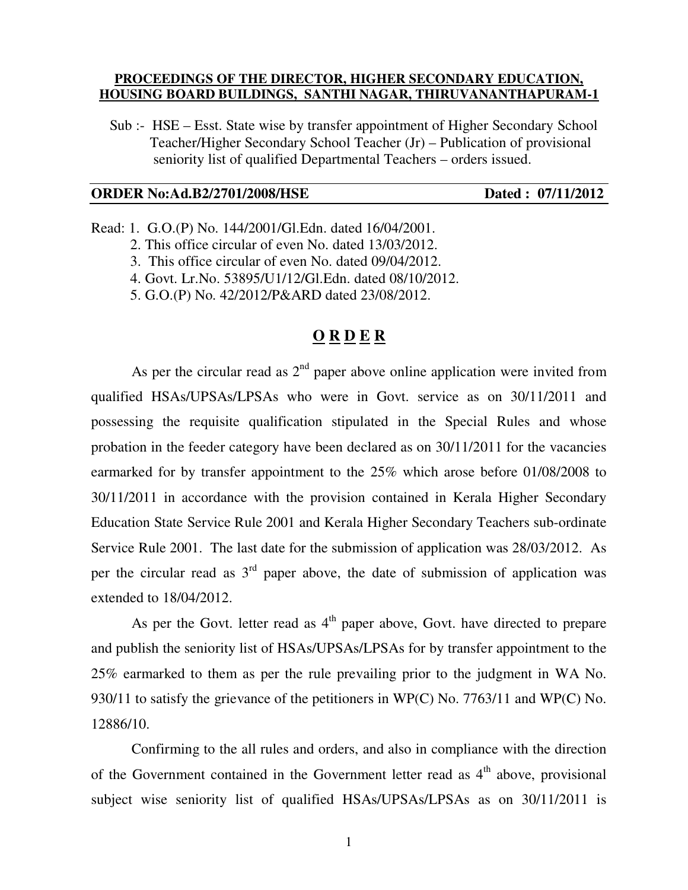**PROCEEDINGS OF THE DIRECTOR, HIGHER SECONDARY EDUCATION, HOUSING BOARD BUILDINGS, SANTHI NAGAR, THIRUVANANTHAPURAM-1**

Sub :- HSE – Esst. State wise by transfer appointment of Higher Secondary School Teacher/Higher Secondary School Teacher (Jr) – Publication of provisional seniority list of qualified Departmental Teachers – orders issued.

**ORDER No:Ad.B2/2701/2008/HSE** **Dated : 07/11/2012**

Read:
1. G.O.(P) No. 144/2001/Gl.Edn. dated 16/04/2001.
2. This office circular of even No. dated 13/03/2012.
3. This office circular of even No. dated 09/04/2012.
4. Govt. Lr.No. 53895/U1/12/Gl.Edn. dated 08/10/2012.
5. G.O.(P) No. 42/2012/P&ARD dated 23/08/2012.

## O R D E R

As per the circular read as 2nd paper above online application were invited from qualified HSAs/UPSAs/LPSAs who were in Govt. service as on 30/11/2011 and possessing the requisite qualification stipulated in the Special Rules and whose probation in the feeder category have been declared as on 30/11/2011 for the vacancies earmarked for by transfer appointment to the 25% which arose before 01/08/2008 to 30/11/2011 in accordance with the provision contained in Kerala Higher Secondary Education State Service Rule 2001 and Kerala Higher Secondary Teachers sub-ordinate Service Rule 2001. The last date for the submission of application was 28/03/2012. As per the circular read as 3rd paper above, the date of submission of application was extended to 18/04/2012.

As per the Govt. letter read as 4th paper above, Govt. have directed to prepare and publish the seniority list of HSAs/UPSAs/LPSAs for by transfer appointment to the 25% earmarked to them as per the rule prevailing prior to the judgment in WA No. 930/11 to satisfy the grievance of the petitioners in WP(C) No. 7763/11 and WP(C) No. 12886/10.

Confirming to the all rules and orders, and also in compliance with the direction of the Government contained in the Government letter read as 4th above, provisional subject wise seniority list of qualified HSAs/UPSAs/LPSAs as on 30/11/2011 is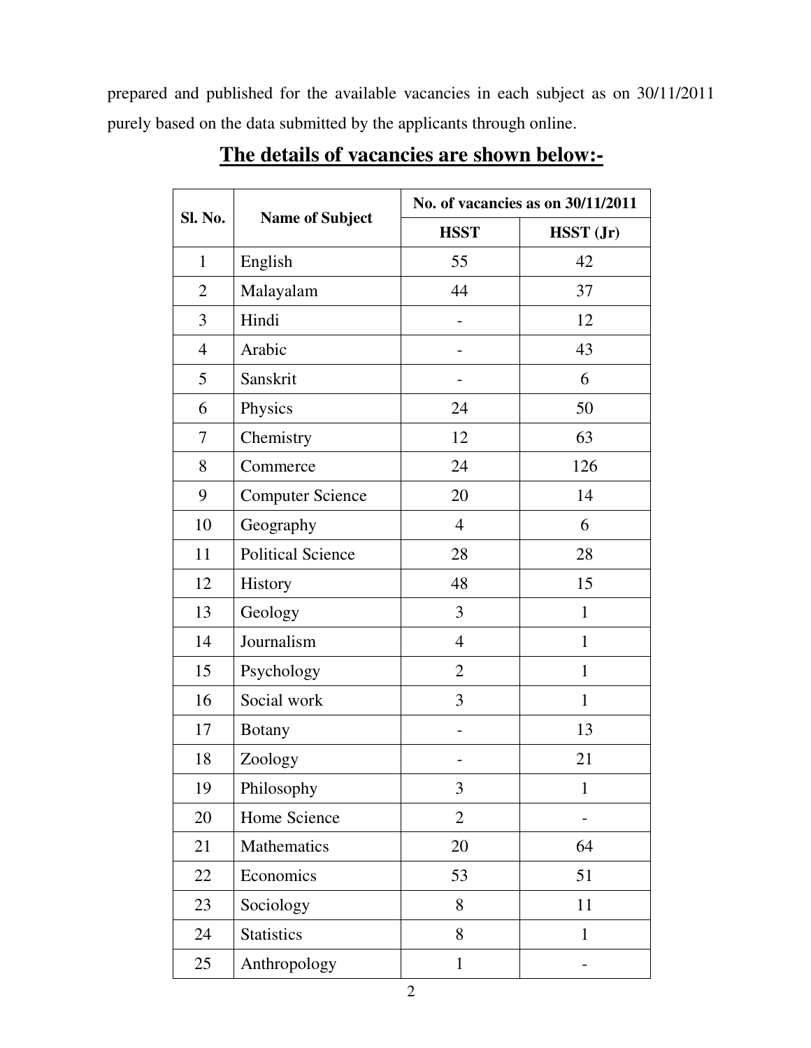prepared and published for the available vacancies in each subject as on 30/11/2011 purely based on the data submitted by the applicants through online.

## The details of vacancies are shown below:-

| Sl. No. | Name of Subject | No. of vacancies as on 30/11/2011 | |
|---|---|---|---|
| | | HSST | HSST (Jr) |
| 1 | English | 55 | 42 |
| 2 | Malayalam | 44 | 37 |
| 3 | Hindi | - | 12 |
| 4 | Arabic | - | 43 |
| 5 | Sanskrit | - | 6 |
| 6 | Physics | 24 | 50 |
| 7 | Chemistry | 12 | 63 |
| 8 | Commerce | 24 | 126 |
| 9 | Computer Science | 20 | 14 |
| 10 | Geography | 4 | 6 |
| 11 | Political Science | 28 | 28 |
| 12 | History | 48 | 15 |
| 13 | Geology | 3 | 1 |
| 14 | Journalism | 4 | 1 |
| 15 | Psychology | 2 | 1 |
| 16 | Social work | 3 | 1 |
| 17 | Botany | - | 13 |
| 18 | Zoology | - | 21 |
| 19 | Philosophy | 3 | 1 |
| 20 | Home Science | 2 | - |
| 21 | Mathematics | 20 | 64 |
| 22 | Economics | 53 | 51 |
| 23 | Sociology | 8 | 11 |
| 24 | Statistics | 8 | 1 |
| 25 | Anthropology | 1 | - |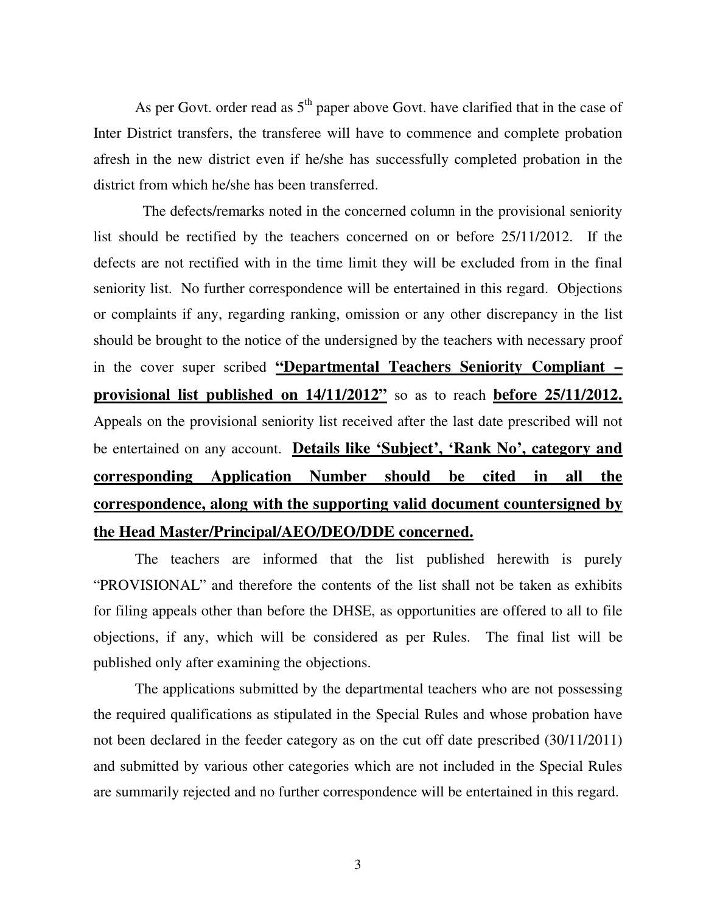As per Govt. order read as 5th paper above Govt. have clarified that in the case of Inter District transfers, the transferee will have to commence and complete probation afresh in the new district even if he/she has successfully completed probation in the district from which he/she has been transferred.

The defects/remarks noted in the concerned column in the provisional seniority list should be rectified by the teachers concerned on or before 25/11/2012. If the defects are not rectified with in the time limit they will be excluded from in the final seniority list. No further correspondence will be entertained in this regard. Objections or complaints if any, regarding ranking, omission or any other discrepancy in the list should be brought to the notice of the undersigned by the teachers with necessary proof in the cover super scribed **"Departmental Teachers Seniority Compliant – provisional list published on 14/11/2012"** so as to reach **before 25/11/2012.** Appeals on the provisional seniority list received after the last date prescribed will not be entertained on any account. **Details like 'Subject', 'Rank No', category and corresponding Application Number should be cited in all the correspondence, along with the supporting valid document countersigned by the Head Master/Principal/AEO/DEO/DDE concerned.**

The teachers are informed that the list published herewith is purely "PROVISIONAL" and therefore the contents of the list shall not be taken as exhibits for filing appeals other than before the DHSE, as opportunities are offered to all to file objections, if any, which will be considered as per Rules. The final list will be published only after examining the objections.

The applications submitted by the departmental teachers who are not possessing the required qualifications as stipulated in the Special Rules and whose probation have not been declared in the feeder category as on the cut off date prescribed (30/11/2011) and submitted by various other categories which are not included in the Special Rules are summarily rejected and no further correspondence will be entertained in this regard.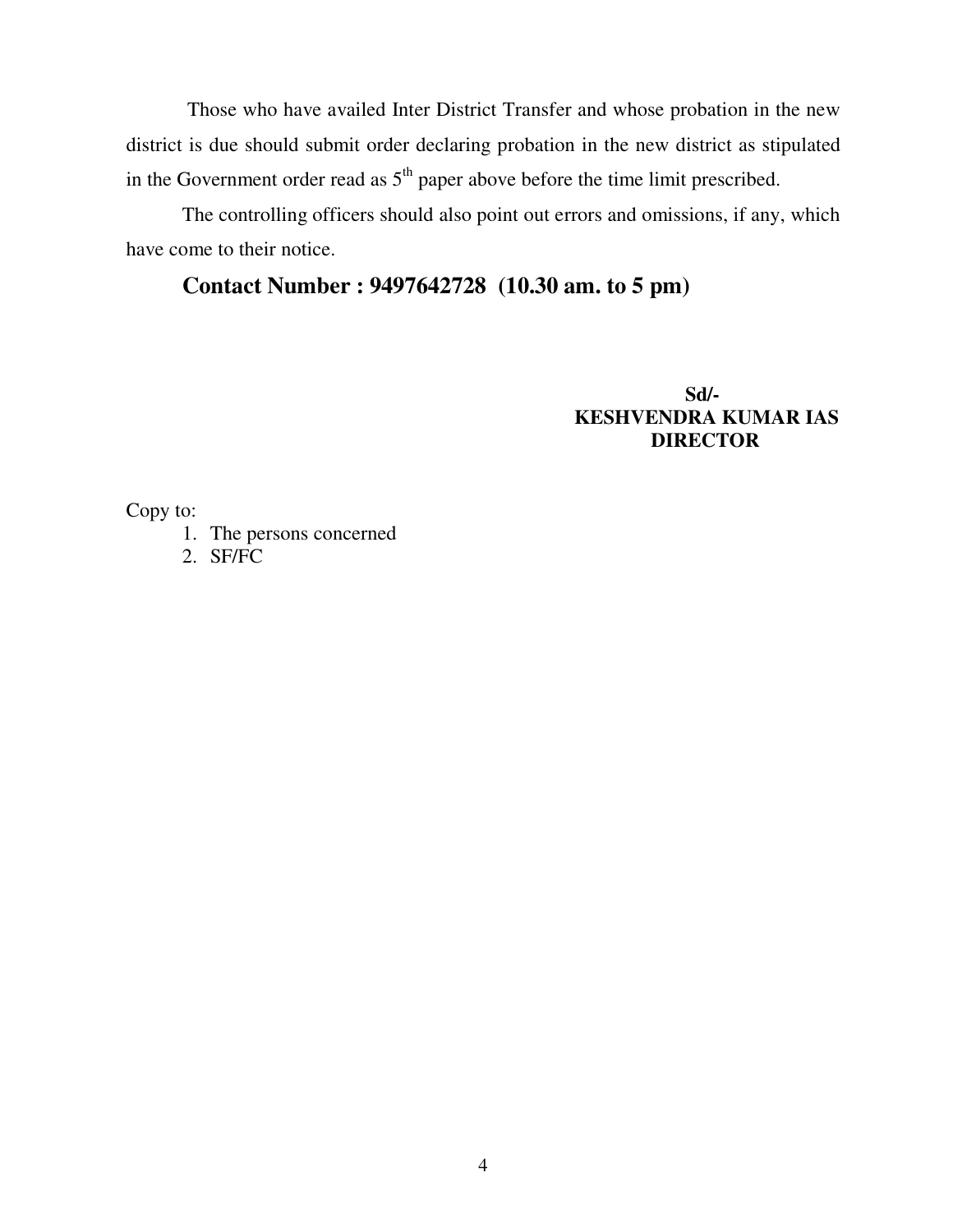Those who have availed Inter District Transfer and whose probation in the new district is due should submit order declaring probation in the new district as stipulated in the Government order read as 5th paper above before the time limit prescribed.

The controlling officers should also point out errors and omissions, if any, which have come to their notice.

**Contact Number : 9497642728 (10.30 am. to 5 pm)**

**Sd/-**
**KESHVENDRA KUMAR IAS**
**DIRECTOR**

Copy to:

1. The persons concerned
2. SF/FC